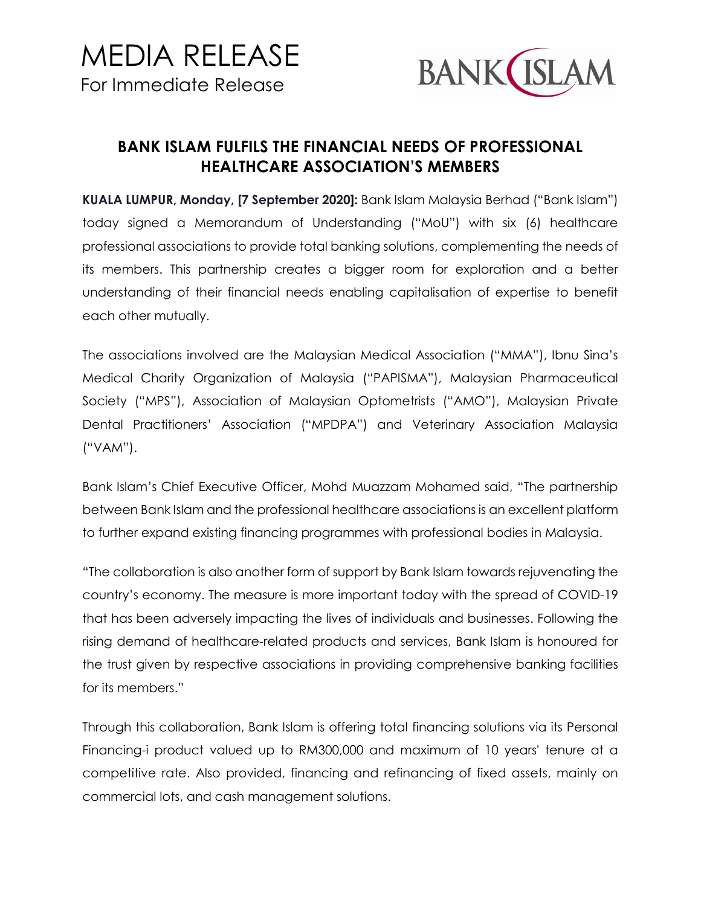# MEDIA RELEASE

For Immediate Release

BANK ISLAM

## BANK ISLAM FULFILS THE FINANCIAL NEEDS OF PROFESSIONAL HEALTHCARE ASSOCIATION'S MEMBERS

**KUALA LUMPUR, Monday, [7 September 2020]:** Bank Islam Malaysia Berhad ("Bank Islam") today signed a Memorandum of Understanding ("MoU") with six (6) healthcare professional associations to provide total banking solutions, complementing the needs of its members. This partnership creates a bigger room for exploration and a better understanding of their financial needs enabling capitalisation of expertise to benefit each other mutually.

The associations involved are the Malaysian Medical Association ("MMA"), Ibnu Sina's Medical Charity Organization of Malaysia ("PAPISMA"), Malaysian Pharmaceutical Society ("MPS"), Association of Malaysian Optometrists ("AMO"), Malaysian Private Dental Practitioners' Association ("MPDPA") and Veterinary Association Malaysia ("VAM").

Bank Islam's Chief Executive Officer, Mohd Muazzam Mohamed said, "The partnership between Bank Islam and the professional healthcare associations is an excellent platform to further expand existing financing programmes with professional bodies in Malaysia.

"The collaboration is also another form of support by Bank Islam towards rejuvenating the country's economy. The measure is more important today with the spread of COVID-19 that has been adversely impacting the lives of individuals and businesses. Following the rising demand of healthcare-related products and services, Bank Islam is honoured for the trust given by respective associations in providing comprehensive banking facilities for its members."

Through this collaboration, Bank Islam is offering total financing solutions via its Personal Financing-i product valued up to RM300,000 and maximum of 10 years' tenure at a competitive rate. Also provided, financing and refinancing of fixed assets, mainly on commercial lots, and cash management solutions.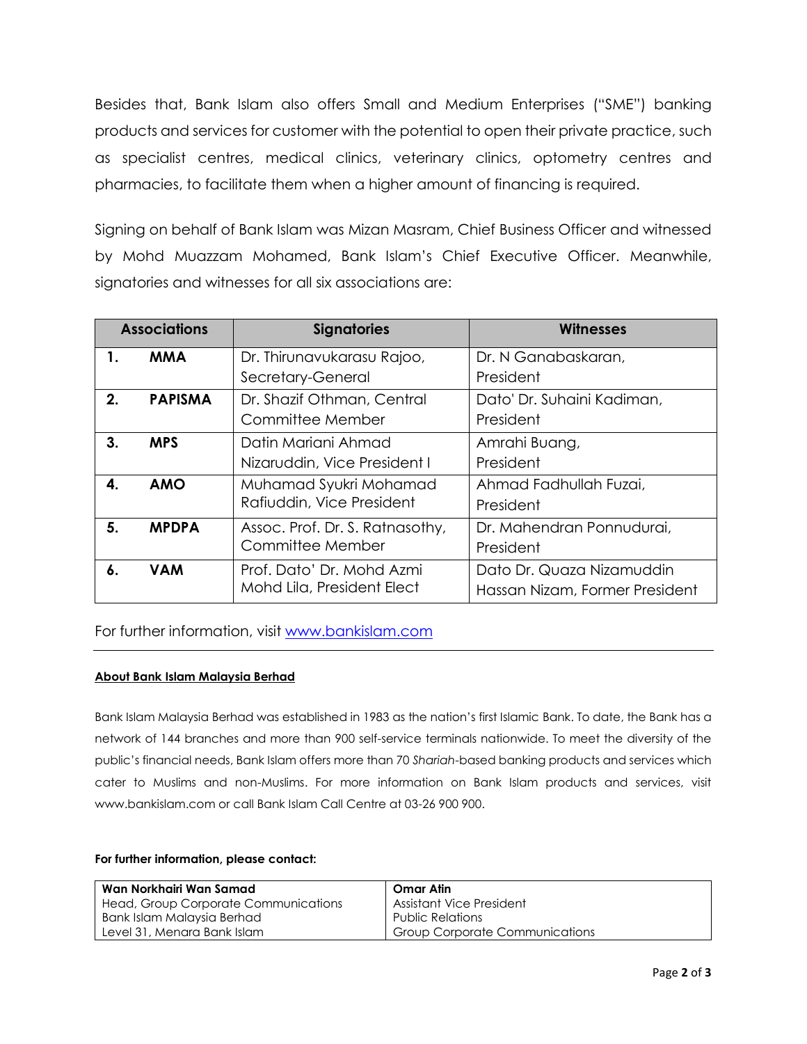Besides that, Bank Islam also offers Small and Medium Enterprises ("SME") banking products and services for customer with the potential to open their private practice, such as specialist centres, medical clinics, veterinary clinics, optometry centres and pharmacies, to facilitate them when a higher amount of financing is required.

Signing on behalf of Bank Islam was Mizan Masram, Chief Business Officer and witnessed by Mohd Muazzam Mohamed, Bank Islam's Chief Executive Officer. Meanwhile, signatories and witnesses for all six associations are:

| Associations | | Signatories | Witnesses |
|---|---|---|---|
| **1.** | **MMA** | Dr. Thirunavukarasu Rajoo, Secretary-General | Dr. N Ganabaskaran, President |
| **2.** | **PAPISMA** | Dr. Shazif Othman, Central Committee Member | Dato' Dr. Suhaini Kadiman, President |
| **3.** | **MPS** | Datin Mariani Ahmad Nizaruddin, Vice President I | Amrahi Buang, President |
| **4.** | **AMO** | Muhamad Syukri Mohamad Rafiuddin, Vice President | Ahmad Fadhullah Fuzai, President |
| **5.** | **MPDPA** | Assoc. Prof. Dr. S. Ratnasothy, Committee Member | Dr. Mahendran Ponnudurai, President |
| **6.** | **VAM** | Prof. Dato' Dr. Mohd Azmi Mohd Lila, President Elect | Dato Dr. Quaza Nizamuddin Hassan Nizam, Former President |

For further information, visit [www.bankislam.com](www.bankislam.com)

---

**About Bank Islam Malaysia Berhad**

Bank Islam Malaysia Berhad was established in 1983 as the nation's first Islamic Bank. To date, the Bank has a network of 144 branches and more than 900 self-service terminals nationwide. To meet the diversity of the public's financial needs, Bank Islam offers more than 70 *Shariah*-based banking products and services which cater to Muslims and non-Muslims. For more information on Bank Islam products and services, visit www.bankislam.com or call Bank Islam Call Centre at 03-26 900 900.

**For further information, please contact:**

| **Wan Norkhairi Wan Samad** | **Omar Atin** |
|---|---|
| Head, Group Corporate Communications | Assistant Vice President |
| Bank Islam Malaysia Berhad | Public Relations |
| Level 31, Menara Bank Islam | Group Corporate Communications |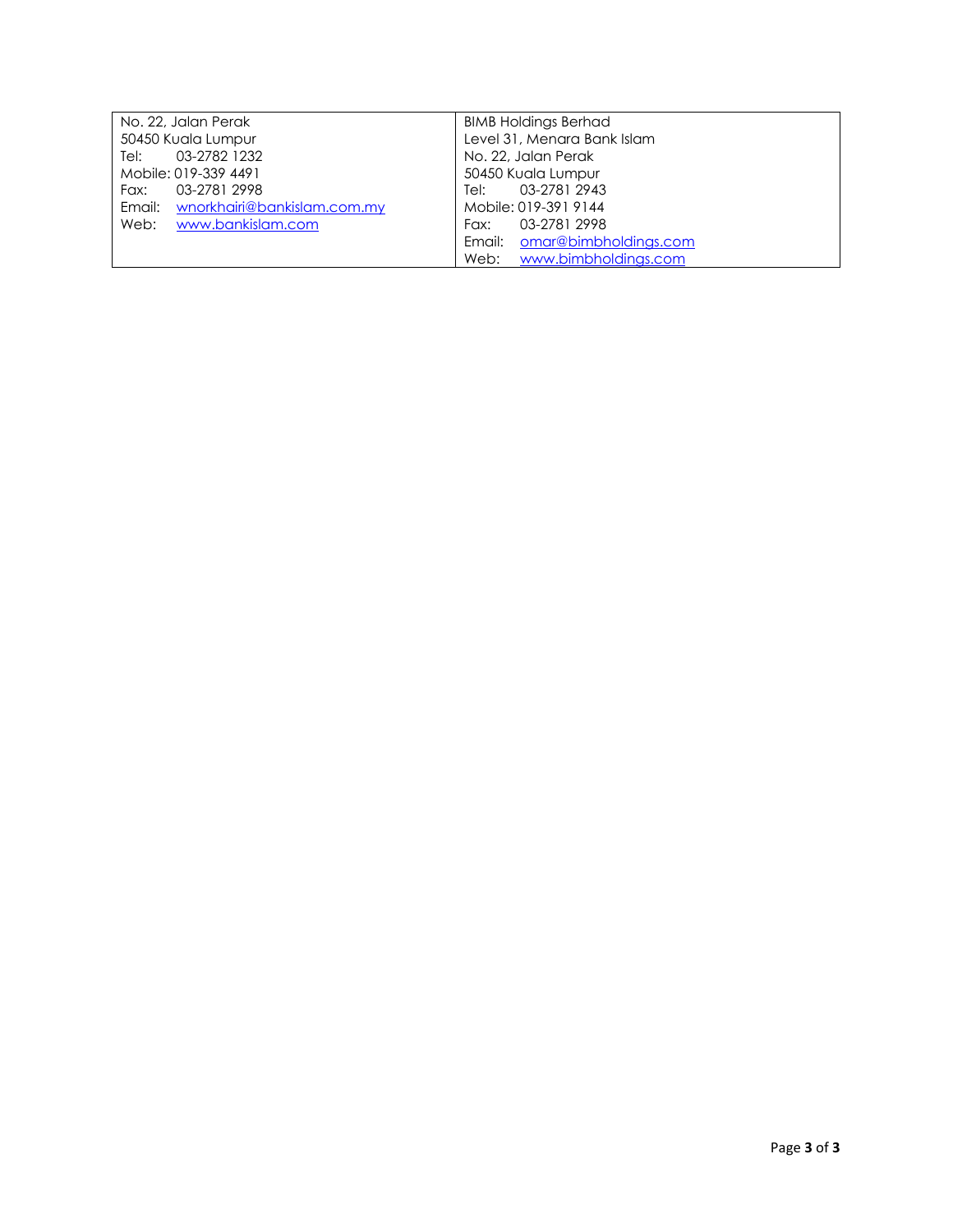| | |
|---|---|
| No. 22, Jalan Perak<br>50450 Kuala Lumpur<br>Tel: 03-2782 1232<br>Mobile: 019-339 4491<br>Fax: 03-2781 2998<br>Email: wnorkhairi@bankislam.com.my<br>Web: www.bankislam.com | BIMB Holdings Berhad<br>Level 31, Menara Bank Islam<br>No. 22, Jalan Perak<br>50450 Kuala Lumpur<br>Tel: 03-2781 2943<br>Mobile: 019-391 9144<br>Fax: 03-2781 2998<br>Email: omar@bimbholdings.com<br>Web: www.bimbholdings.com |